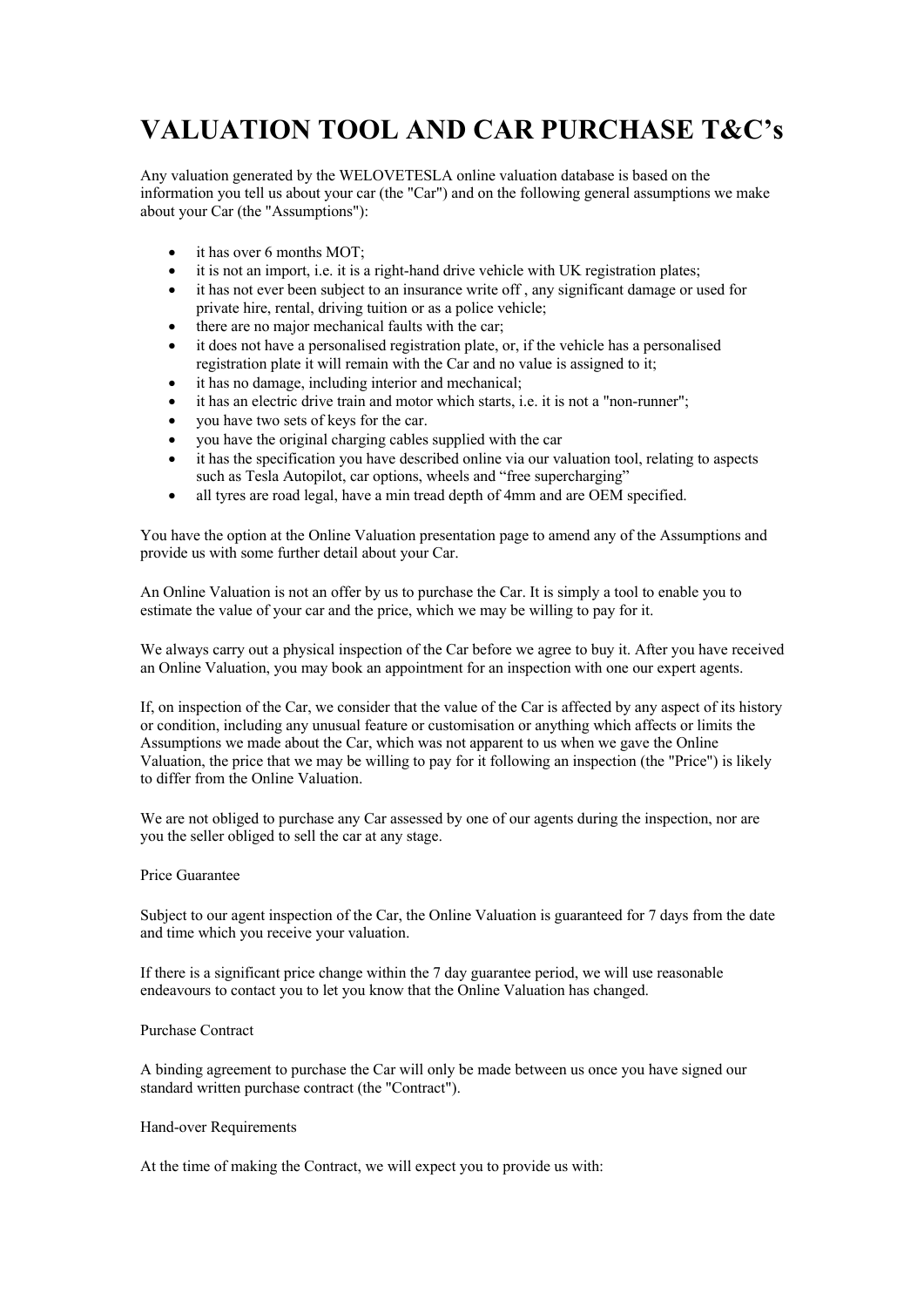# VALUATION TOOL AND CAR PURCHASE T&C's

Any valuation generated by the WELOVETESLA online valuation database is based on the information you tell us about your car (the "Car") and on the following general assumptions we make about your Car (the "Assumptions"):

- it has over 6 months MOT;
- it is not an import, i.e. it is a right-hand drive vehicle with UK registration plates;
- it has not ever been subject to an insurance write off , any significant damage or used for private hire, rental, driving tuition or as a police vehicle;
- there are no major mechanical faults with the car;
- it does not have a personalised registration plate, or, if the vehicle has a personalised registration plate it will remain with the Car and no value is assigned to it;
- it has no damage, including interior and mechanical;
- it has an electric drive train and motor which starts, i.e. it is not a "non-runner";
- you have two sets of keys for the car.
- you have the original charging cables supplied with the car
- it has the specification you have described online via our valuation tool, relating to aspects such as Tesla Autopilot, car options, wheels and "free supercharging"
- all tyres are road legal, have a min tread depth of 4mm and are OEM specified.

You have the option at the Online Valuation presentation page to amend any of the Assumptions and provide us with some further detail about your Car.

An Online Valuation is not an offer by us to purchase the Car. It is simply a tool to enable you to estimate the value of your car and the price, which we may be willing to pay for it.

We always carry out a physical inspection of the Car before we agree to buy it. After you have received an Online Valuation, you may book an appointment for an inspection with one our expert agents.

If, on inspection of the Car, we consider that the value of the Car is affected by any aspect of its history or condition, including any unusual feature or customisation or anything which affects or limits the Assumptions we made about the Car, which was not apparent to us when we gave the Online Valuation, the price that we may be willing to pay for it following an inspection (the "Price") is likely to differ from the Online Valuation.

We are not obliged to purchase any Car assessed by one of our agents during the inspection, nor are you the seller obliged to sell the car at any stage.

Price Guarantee

Subject to our agent inspection of the Car, the Online Valuation is guaranteed for 7 days from the date and time which you receive your valuation.

If there is a significant price change within the 7 day guarantee period, we will use reasonable endeavours to contact you to let you know that the Online Valuation has changed.

Purchase Contract

A binding agreement to purchase the Car will only be made between us once you have signed our standard written purchase contract (the "Contract").

Hand-over Requirements

At the time of making the Contract, we will expect you to provide us with: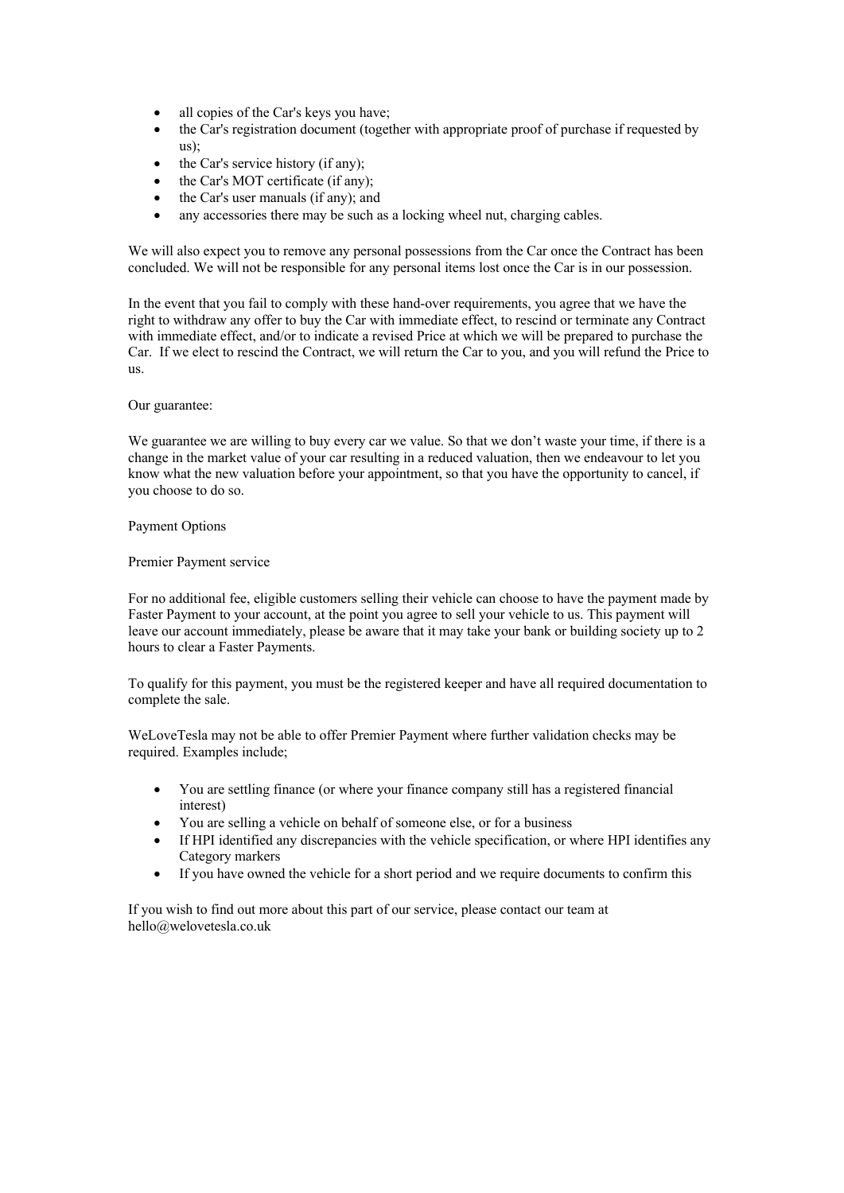- all copies of the Car's keys you have;
- the Car's registration document (together with appropriate proof of purchase if requested by us);
- the Car's service history (if any);
- the Car's MOT certificate (if any);
- the Car's user manuals (if any); and
- any accessories there may be such as a locking wheel nut, charging cables.

We will also expect you to remove any personal possessions from the Car once the Contract has been concluded. We will not be responsible for any personal items lost once the Car is in our possession.

In the event that you fail to comply with these hand-over requirements, you agree that we have the right to withdraw any offer to buy the Car with immediate effect, to rescind or terminate any Contract with immediate effect, and/or to indicate a revised Price at which we will be prepared to purchase the Car. If we elect to rescind the Contract, we will return the Car to you, and you will refund the Price to us.

Our guarantee:

We guarantee we are willing to buy every car we value. So that we don't waste your time, if there is a change in the market value of your car resulting in a reduced valuation, then we endeavour to let you know what the new valuation before your appointment, so that you have the opportunity to cancel, if you choose to do so.

Payment Options

Premier Payment service

For no additional fee, eligible customers selling their vehicle can choose to have the payment made by Faster Payment to your account, at the point you agree to sell your vehicle to us. This payment will leave our account immediately, please be aware that it may take your bank or building society up to 2 hours to clear a Faster Payments.

To qualify for this payment, you must be the registered keeper and have all required documentation to complete the sale.

WeLoveTesla may not be able to offer Premier Payment where further validation checks may be required. Examples include;

- You are settling finance (or where your finance company still has a registered financial interest)
- You are selling a vehicle on behalf of someone else, or for a business
- If HPI identified any discrepancies with the vehicle specification, or where HPI identifies any Category markers
- If you have owned the vehicle for a short period and we require documents to confirm this

If you wish to find out more about this part of our service, please contact our team at hello@welovetesla.co.uk